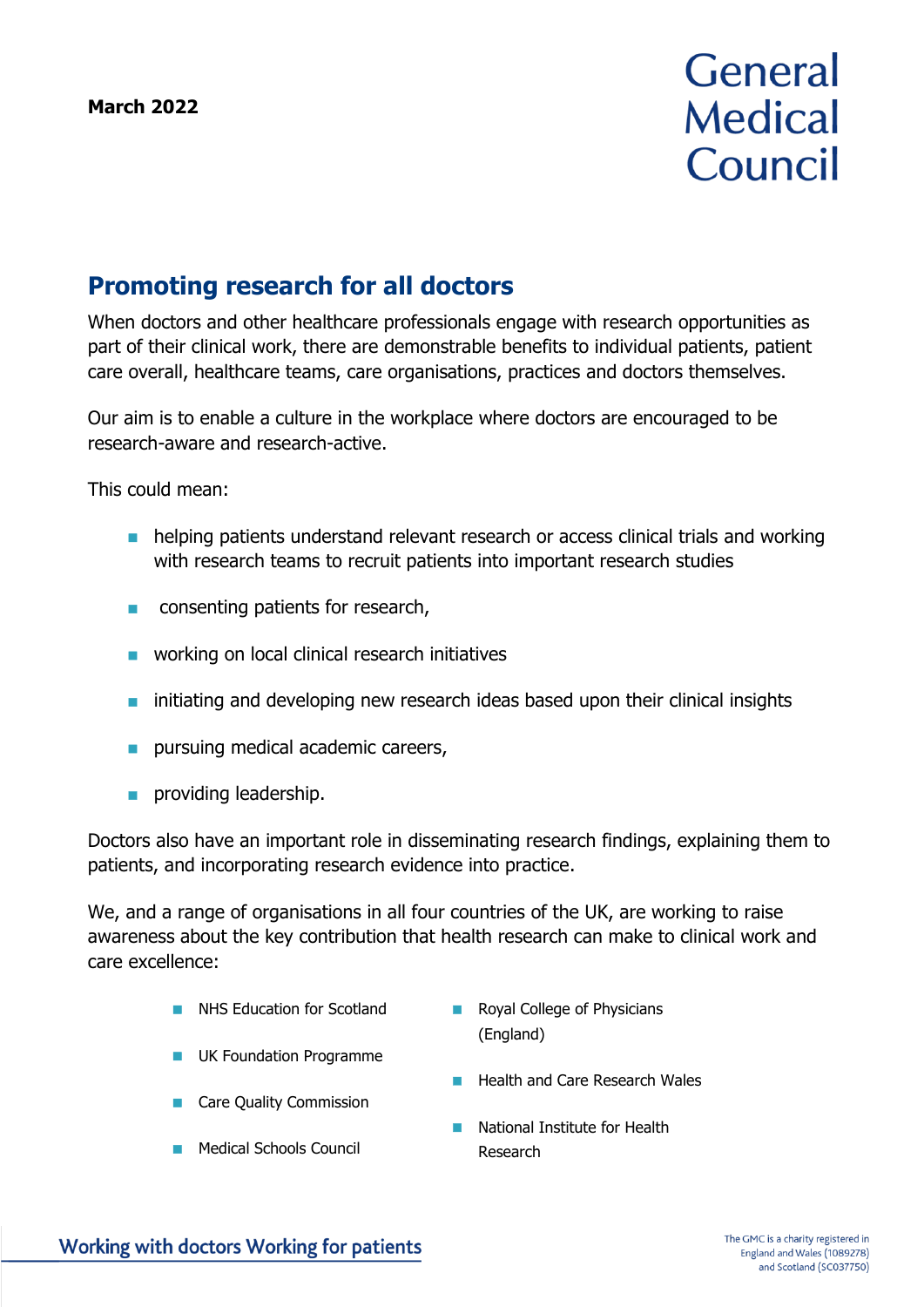**March 2022**

General Medical Council

# Promoting research for all doctors

When doctors and other healthcare professionals engage with research opportunities as part of their clinical work, there are demonstrable benefits to individual patients, patient care overall, healthcare teams, care organisations, practices and doctors themselves.

Our aim is to enable a culture in the workplace where doctors are encouraged to be research-aware and research-active.

This could mean:

- helping patients understand relevant research or access clinical trials and working with research teams to recruit patients into important research studies
- consenting patients for research,
- working on local clinical research initiatives
- initiating and developing new research ideas based upon their clinical insights
- pursuing medical academic careers,
- providing leadership.

Doctors also have an important role in disseminating research findings, explaining them to patients, and incorporating research evidence into practice.

We, and a range of organisations in all four countries of the UK, are working to raise awareness about the key contribution that health research can make to clinical work and care excellence:

- NHS Education for Scotland
- UK Foundation Programme
- Care Quality Commission
- Medical Schools Council
- Royal College of Physicians (England)
- Health and Care Research Wales
- National Institute for Health Research

Working with doctors Working for patients

The GMC is a charity registered in England and Wales (1089278) and Scotland (SC037750)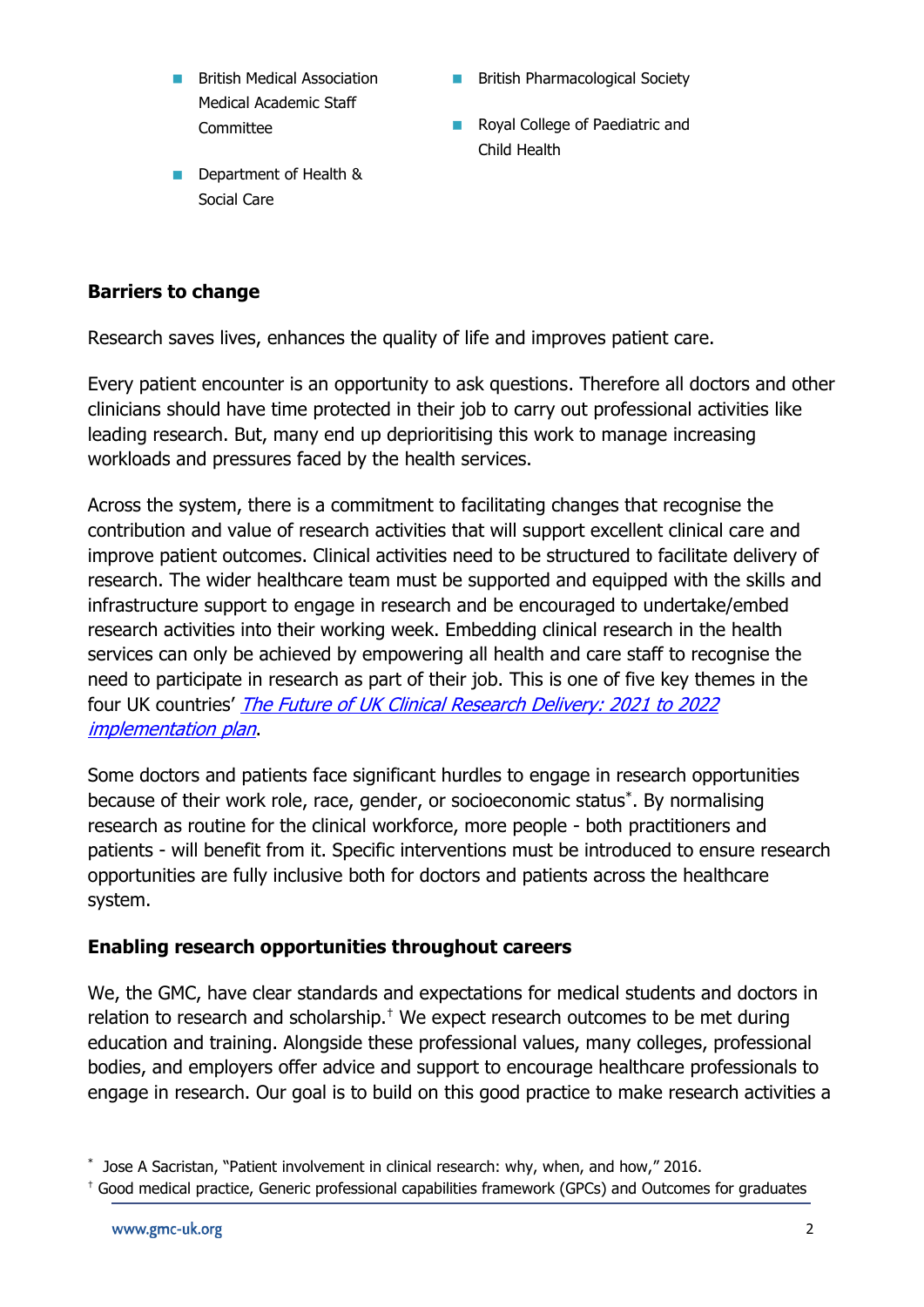- British Medical Association Medical Academic Staff Committee
- Department of Health & Social Care
- British Pharmacological Society
- Royal College of Paediatric and Child Health

**Barriers to change**

Research saves lives, enhances the quality of life and improves patient care.

Every patient encounter is an opportunity to ask questions. Therefore all doctors and other clinicians should have time protected in their job to carry out professional activities like leading research. But, many end up deprioritising this work to manage increasing workloads and pressures faced by the health services.

Across the system, there is a commitment to facilitating changes that recognise the contribution and value of research activities that will support excellent clinical care and improve patient outcomes. Clinical activities need to be structured to facilitate delivery of research. The wider healthcare team must be supported and equipped with the skills and infrastructure support to engage in research and be encouraged to undertake/embed research activities into their working week. Embedding clinical research in the health services can only be achieved by empowering all health and care staff to recognise the need to participate in research as part of their job. This is one of five key themes in the four UK countries' *The Future of UK Clinical Research Delivery: 2021 to 2022 implementation plan*.

Some doctors and patients face significant hurdles to engage in research opportunities because of their work role, race, gender, or socioeconomic status[*]. By normalising research as routine for the clinical workforce, more people - both practitioners and patients - will benefit from it. Specific interventions must be introduced to ensure research opportunities are fully inclusive both for doctors and patients across the healthcare system.

**Enabling research opportunities throughout careers**

We, the GMC, have clear standards and expectations for medical students and doctors in relation to research and scholarship.[†] We expect research outcomes to be met during education and training. Alongside these professional values, many colleges, professional bodies, and employers offer advice and support to encourage healthcare professionals to engage in research. Our goal is to build on this good practice to make research activities a

[*] Jose A Sacristan, "Patient involvement in clinical research: why, when, and how," 2016.

[†] Good medical practice, Generic professional capabilities framework (GPCs) and Outcomes for graduates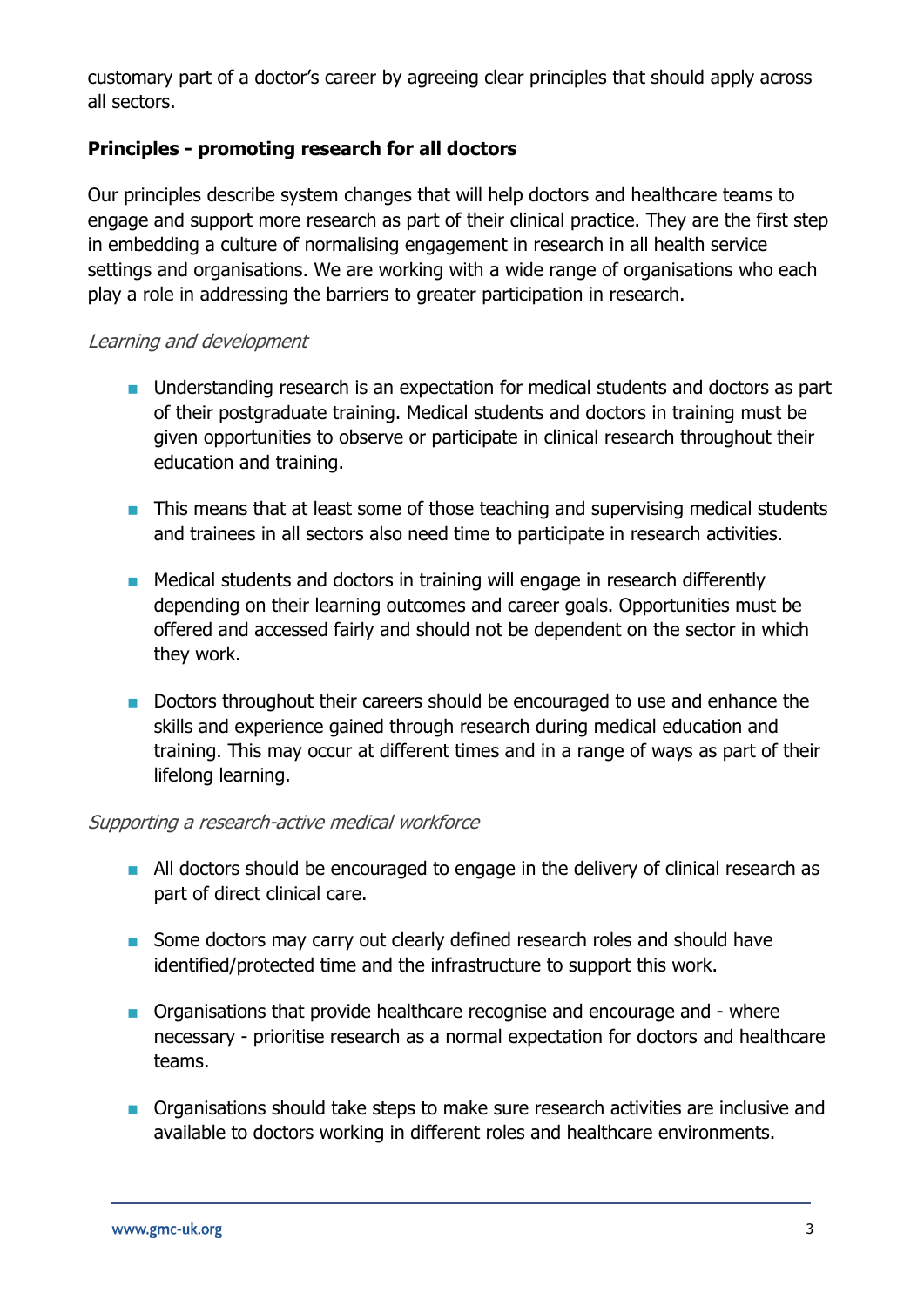customary part of a doctor's career by agreeing clear principles that should apply across all sectors.

**Principles - promoting research for all doctors**

Our principles describe system changes that will help doctors and healthcare teams to engage and support more research as part of their clinical practice. They are the first step in embedding a culture of normalising engagement in research in all health service settings and organisations. We are working with a wide range of organisations who each play a role in addressing the barriers to greater participation in research.

*Learning and development*

- Understanding research is an expectation for medical students and doctors as part of their postgraduate training. Medical students and doctors in training must be given opportunities to observe or participate in clinical research throughout their education and training.

- This means that at least some of those teaching and supervising medical students and trainees in all sectors also need time to participate in research activities.

- Medical students and doctors in training will engage in research differently depending on their learning outcomes and career goals. Opportunities must be offered and accessed fairly and should not be dependent on the sector in which they work.

- Doctors throughout their careers should be encouraged to use and enhance the skills and experience gained through research during medical education and training. This may occur at different times and in a range of ways as part of their lifelong learning.

*Supporting a research-active medical workforce*

- All doctors should be encouraged to engage in the delivery of clinical research as part of direct clinical care.

- Some doctors may carry out clearly defined research roles and should have identified/protected time and the infrastructure to support this work.

- Organisations that provide healthcare recognise and encourage and - where necessary - prioritise research as a normal expectation for doctors and healthcare teams.

- Organisations should take steps to make sure research activities are inclusive and available to doctors working in different roles and healthcare environments.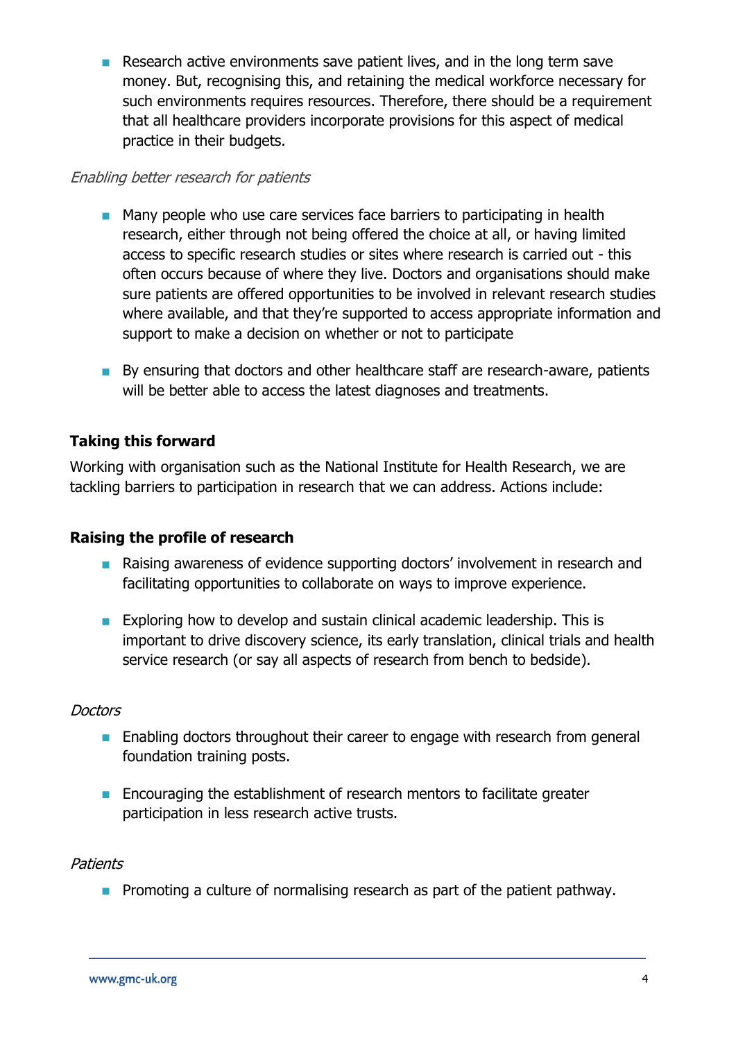- Research active environments save patient lives, and in the long term save money. But, recognising this, and retaining the medical workforce necessary for such environments requires resources. Therefore, there should be a requirement that all healthcare providers incorporate provisions for this aspect of medical practice in their budgets.

*Enabling better research for patients*

- Many people who use care services face barriers to participating in health research, either through not being offered the choice at all, or having limited access to specific research studies or sites where research is carried out - this often occurs because of where they live. Doctors and organisations should make sure patients are offered opportunities to be involved in relevant research studies where available, and that they're supported to access appropriate information and support to make a decision on whether or not to participate

- By ensuring that doctors and other healthcare staff are research-aware, patients will be better able to access the latest diagnoses and treatments.

**Taking this forward**

Working with organisation such as the National Institute for Health Research, we are tackling barriers to participation in research that we can address. Actions include:

**Raising the profile of research**

- Raising awareness of evidence supporting doctors' involvement in research and facilitating opportunities to collaborate on ways to improve experience.

- Exploring how to develop and sustain clinical academic leadership. This is important to drive discovery science, its early translation, clinical trials and health service research (or say all aspects of research from bench to bedside).

*Doctors*

- Enabling doctors throughout their career to engage with research from general foundation training posts.

- Encouraging the establishment of research mentors to facilitate greater participation in less research active trusts.

*Patients*

- Promoting a culture of normalising research as part of the patient pathway.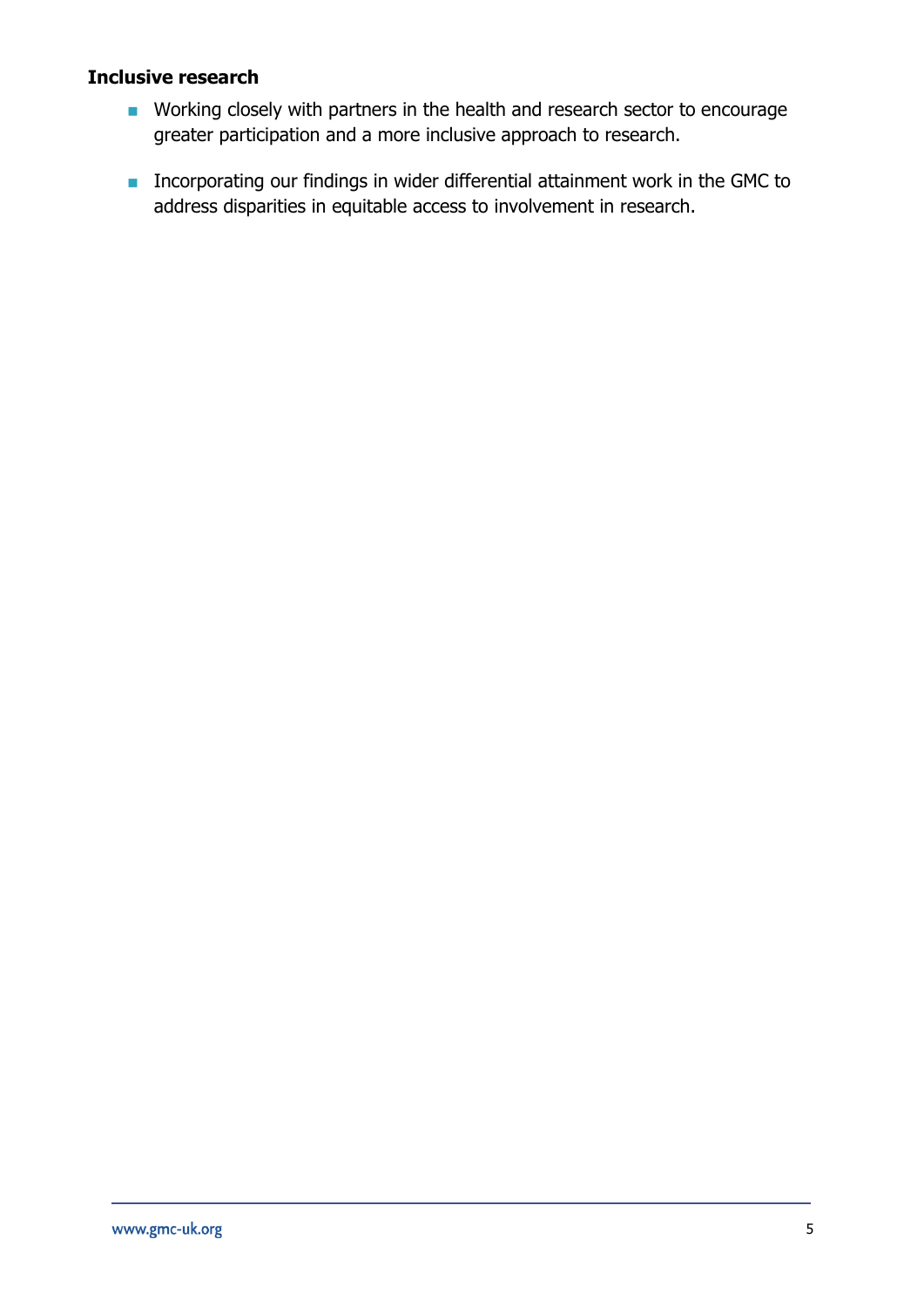**Inclusive research**

- Working closely with partners in the health and research sector to encourage greater participation and a more inclusive approach to research.
- Incorporating our findings in wider differential attainment work in the GMC to address disparities in equitable access to involvement in research.